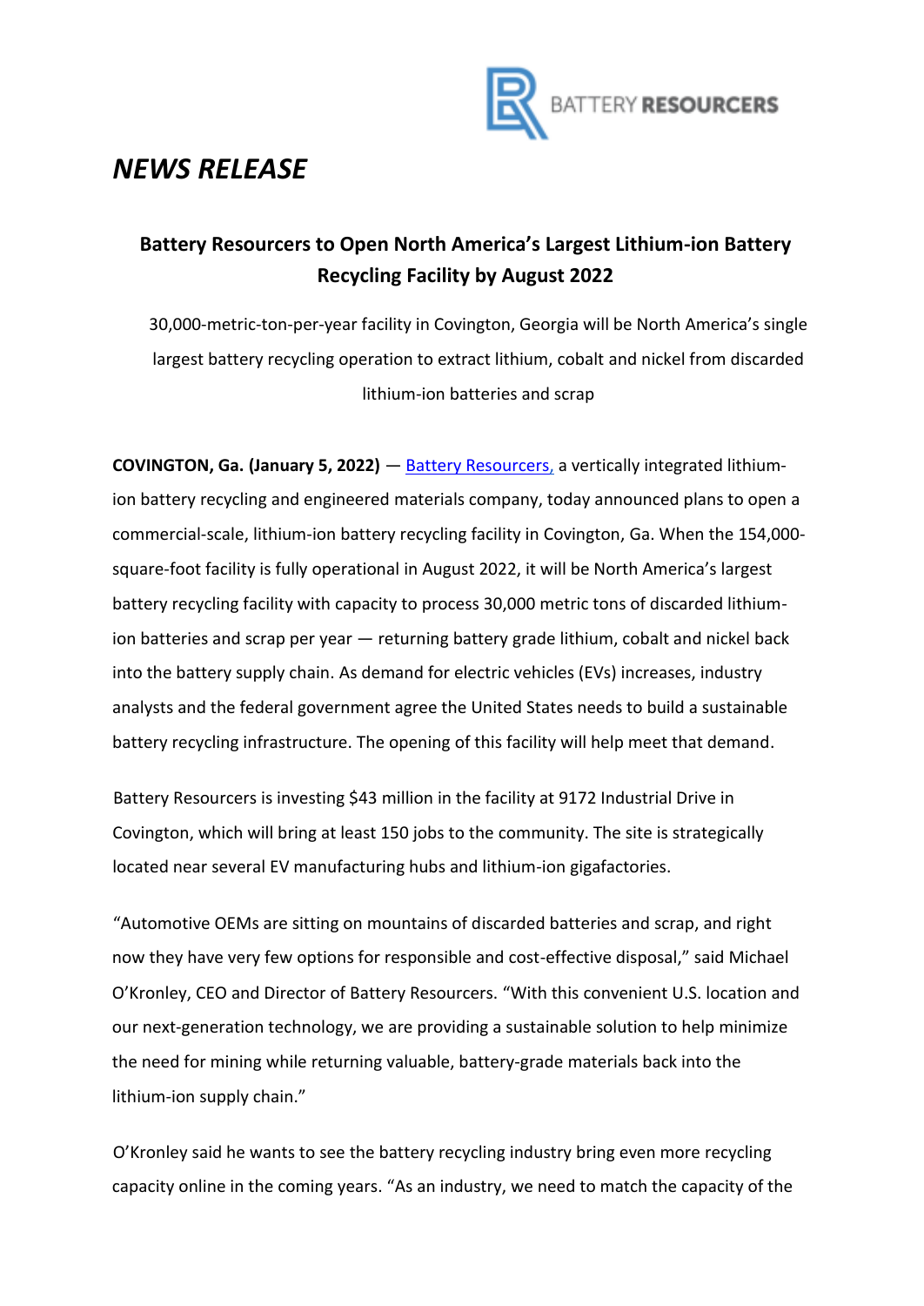BATTERY RESOURCERS

# *NEWS RELEASE*

## Battery Resourcers to Open North America's Largest Lithium-ion Battery Recycling Facility by August 2022

30,000-metric-ton-per-year facility in Covington, Georgia will be North America's single largest battery recycling operation to extract lithium, cobalt and nickel from discarded lithium-ion batteries and scrap

**COVINGTON, Ga. (January 5, 2022)** — Battery Resourcers, a vertically integrated lithium-ion battery recycling and engineered materials company, today announced plans to open a commercial-scale, lithium-ion battery recycling facility in Covington, Ga. When the 154,000-square-foot facility is fully operational in August 2022, it will be North America's largest battery recycling facility with capacity to process 30,000 metric tons of discarded lithium-ion batteries and scrap per year — returning battery grade lithium, cobalt and nickel back into the battery supply chain. As demand for electric vehicles (EVs) increases, industry analysts and the federal government agree the United States needs to build a sustainable battery recycling infrastructure. The opening of this facility will help meet that demand.

Battery Resourcers is investing $43 million in the facility at 9172 Industrial Drive in Covington, which will bring at least 150 jobs to the community. The site is strategically located near several EV manufacturing hubs and lithium-ion gigafactories.

"Automotive OEMs are sitting on mountains of discarded batteries and scrap, and right now they have very few options for responsible and cost-effective disposal," said Michael O'Kronley, CEO and Director of Battery Resourcers. "With this convenient U.S. location and our next-generation technology, we are providing a sustainable solution to help minimize the need for mining while returning valuable, battery-grade materials back into the lithium-ion supply chain."

O'Kronley said he wants to see the battery recycling industry bring even more recycling capacity online in the coming years. "As an industry, we need to match the capacity of the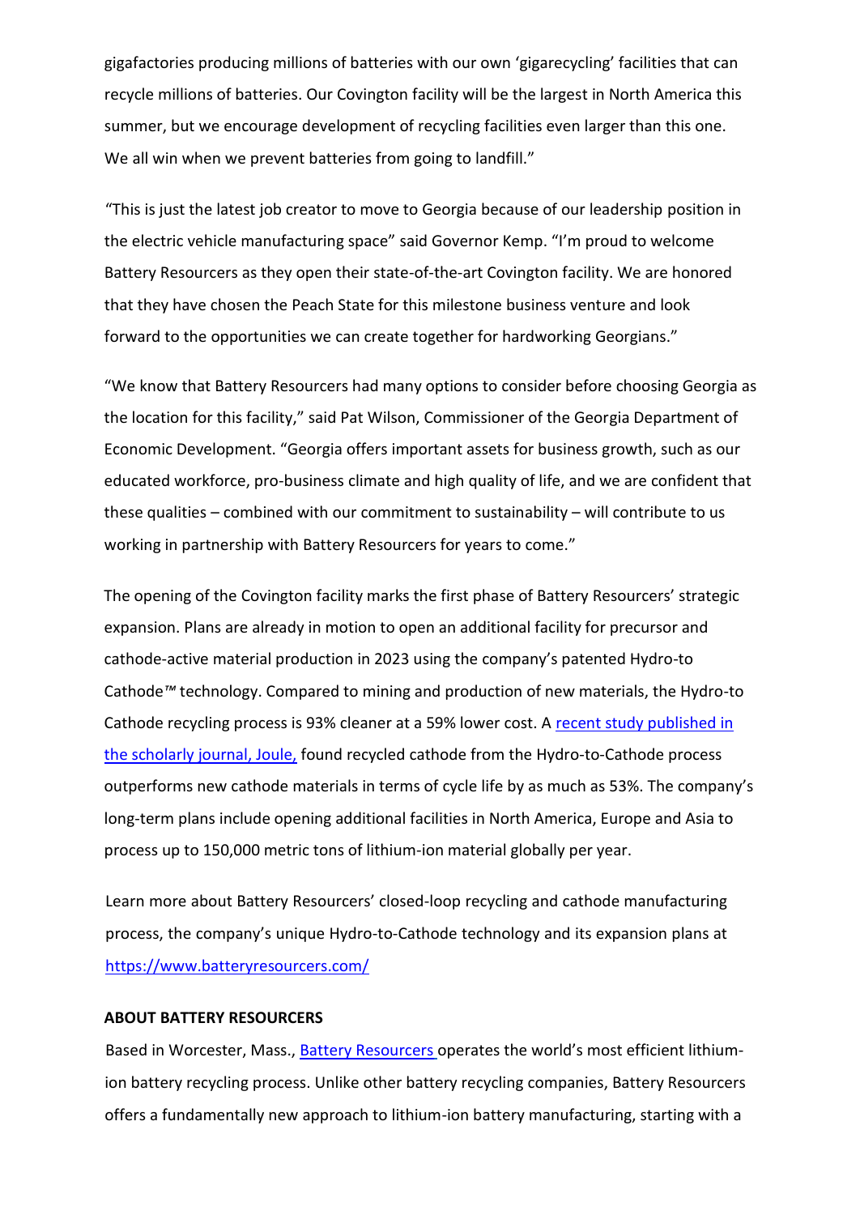gigafactories producing millions of batteries with our own 'gigarecycling' facilities that can recycle millions of batteries. Our Covington facility will be the largest in North America this summer, but we encourage development of recycling facilities even larger than this one. We all win when we prevent batteries from going to landfill."

"This is just the latest job creator to move to Georgia because of our leadership position in the electric vehicle manufacturing space" said Governor Kemp. "I'm proud to welcome Battery Resourcers as they open their state-of-the-art Covington facility. We are honored that they have chosen the Peach State for this milestone business venture and look forward to the opportunities we can create together for hardworking Georgians."

"We know that Battery Resourcers had many options to consider before choosing Georgia as the location for this facility," said Pat Wilson, Commissioner of the Georgia Department of Economic Development. "Georgia offers important assets for business growth, such as our educated workforce, pro-business climate and high quality of life, and we are confident that these qualities – combined with our commitment to sustainability – will contribute to us working in partnership with Battery Resourcers for years to come."

The opening of the Covington facility marks the first phase of Battery Resourcers' strategic expansion. Plans are already in motion to open an additional facility for precursor and cathode-active material production in 2023 using the company's patented Hydro-to Cathode™ technology. Compared to mining and production of new materials, the Hydro-to Cathode recycling process is 93% cleaner at a 59% lower cost. A recent study published in the scholarly journal, Joule, found recycled cathode from the Hydro-to-Cathode process outperforms new cathode materials in terms of cycle life by as much as 53%. The company's long-term plans include opening additional facilities in North America, Europe and Asia to process up to 150,000 metric tons of lithium-ion material globally per year.

Learn more about Battery Resourcers' closed-loop recycling and cathode manufacturing process, the company's unique Hydro-to-Cathode technology and its expansion plans at https://www.batteryresourcers.com/

**ABOUT BATTERY RESOURCERS**

Based in Worcester, Mass., Battery Resourcers operates the world's most efficient lithium-ion battery recycling process. Unlike other battery recycling companies, Battery Resourcers offers a fundamentally new approach to lithium-ion battery manufacturing, starting with a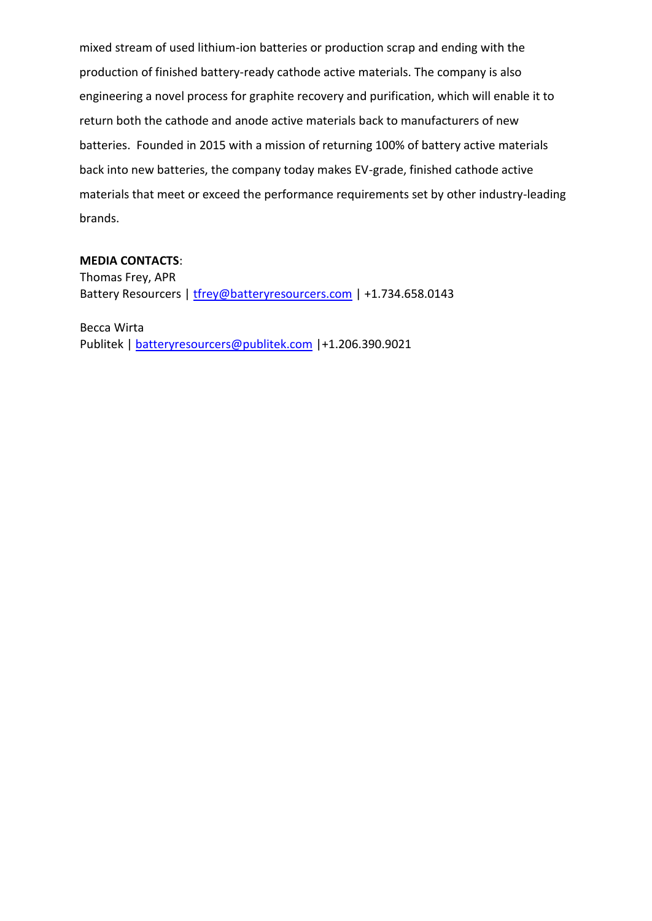mixed stream of used lithium-ion batteries or production scrap and ending with the production of finished battery-ready cathode active materials. The company is also engineering a novel process for graphite recovery and purification, which will enable it to return both the cathode and anode active materials back to manufacturers of new batteries. Founded in 2015 with a mission of returning 100% of battery active materials back into new batteries, the company today makes EV-grade, finished cathode active materials that meet or exceed the performance requirements set by other industry-leading brands.

**MEDIA CONTACTS**:
Thomas Frey, APR
Battery Resourcers | tfrey@batteryresourcers.com | +1.734.658.0143

Becca Wirta
Publitek | batteryresourcers@publitek.com |+1.206.390.9021